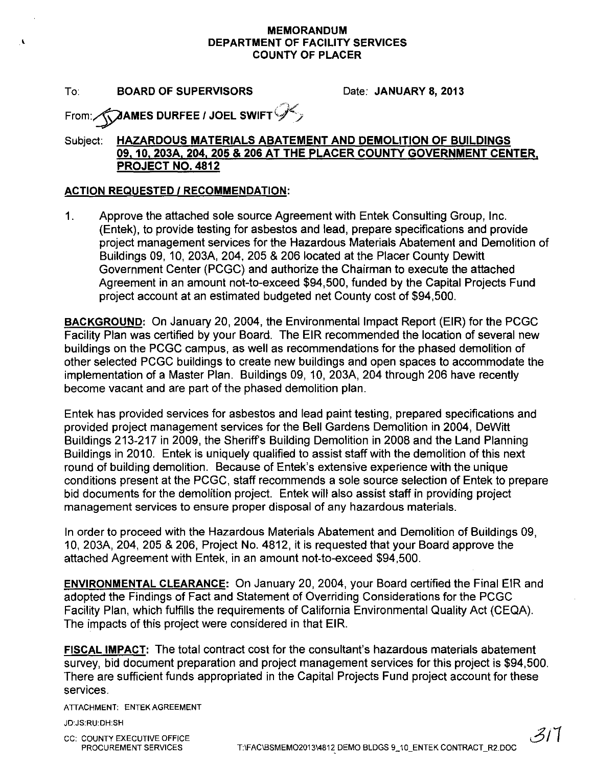**MEMORANDUM**
**DEPARTMENT OF FACILITY SERVICES**
**COUNTY OF PLACER**

To: **BOARD OF SUPERVISORS** Date: **JANUARY 8, 2013**

From: **JAMES DURFEE / JOEL SWIFT**

Subject: **HAZARDOUS MATERIALS ABATEMENT AND DEMOLITION OF BUILDINGS 09, 10, 203A, 204, 205 & 206 AT THE PLACER COUNTY GOVERNMENT CENTER, PROJECT NO. 4812**

**ACTION REQUESTED / RECOMMENDATION:**

1. Approve the attached sole source Agreement with Entek Consulting Group, Inc. (Entek), to provide testing for asbestos and lead, prepare specifications and provide project management services for the Hazardous Materials Abatement and Demolition of Buildings 09, 10, 203A, 204, 205 & 206 located at the Placer County Dewitt Government Center (PCGC) and authorize the Chairman to execute the attached Agreement in an amount not-to-exceed $94,500, funded by the Capital Projects Fund project account at an estimated budgeted net County cost of $94,500.

**BACKGROUND:** On January 20, 2004, the Environmental Impact Report (EIR) for the PCGC Facility Plan was certified by your Board. The EIR recommended the location of several new buildings on the PCGC campus, as well as recommendations for the phased demolition of other selected PCGC buildings to create new buildings and open spaces to accommodate the implementation of a Master Plan. Buildings 09, 10, 203A, 204 through 206 have recently become vacant and are part of the phased demolition plan.

Entek has provided services for asbestos and lead paint testing, prepared specifications and provided project management services for the Bell Gardens Demolition in 2004, DeWitt Buildings 213-217 in 2009, the Sheriff's Building Demolition in 2008 and the Land Planning Buildings in 2010. Entek is uniquely qualified to assist staff with the demolition of this next round of building demolition. Because of Entek's extensive experience with the unique conditions present at the PCGC, staff recommends a sole source selection of Entek to prepare bid documents for the demolition project. Entek will also assist staff in providing project management services to ensure proper disposal of any hazardous materials.

In order to proceed with the Hazardous Materials Abatement and Demolition of Buildings 09, 10, 203A, 204, 205 & 206, Project No. 4812, it is requested that your Board approve the attached Agreement with Entek, in an amount not-to-exceed $94,500.

**ENVIRONMENTAL CLEARANCE:** On January 20, 2004, your Board certified the Final EIR and adopted the Findings of Fact and Statement of Overriding Considerations for the PCGC Facility Plan, which fulfills the requirements of California Environmental Quality Act (CEQA). The impacts of this project were considered in that EIR.

**FISCAL IMPACT:** The total contract cost for the consultant's hazardous materials abatement survey, bid document preparation and project management services for this project is $94,500. There are sufficient funds appropriated in the Capital Projects Fund project account for these services.

ATTACHMENT: ENTEK AGREEMENT

JD:JS:RU:DH:SH

CC: COUNTY EXECUTIVE OFFICE
PROCUREMENT SERVICES

T:\FAC\BSMEMO2013\4812 DEMO BLDGS 9_10_ENTEK CONTRACT_R2.DOC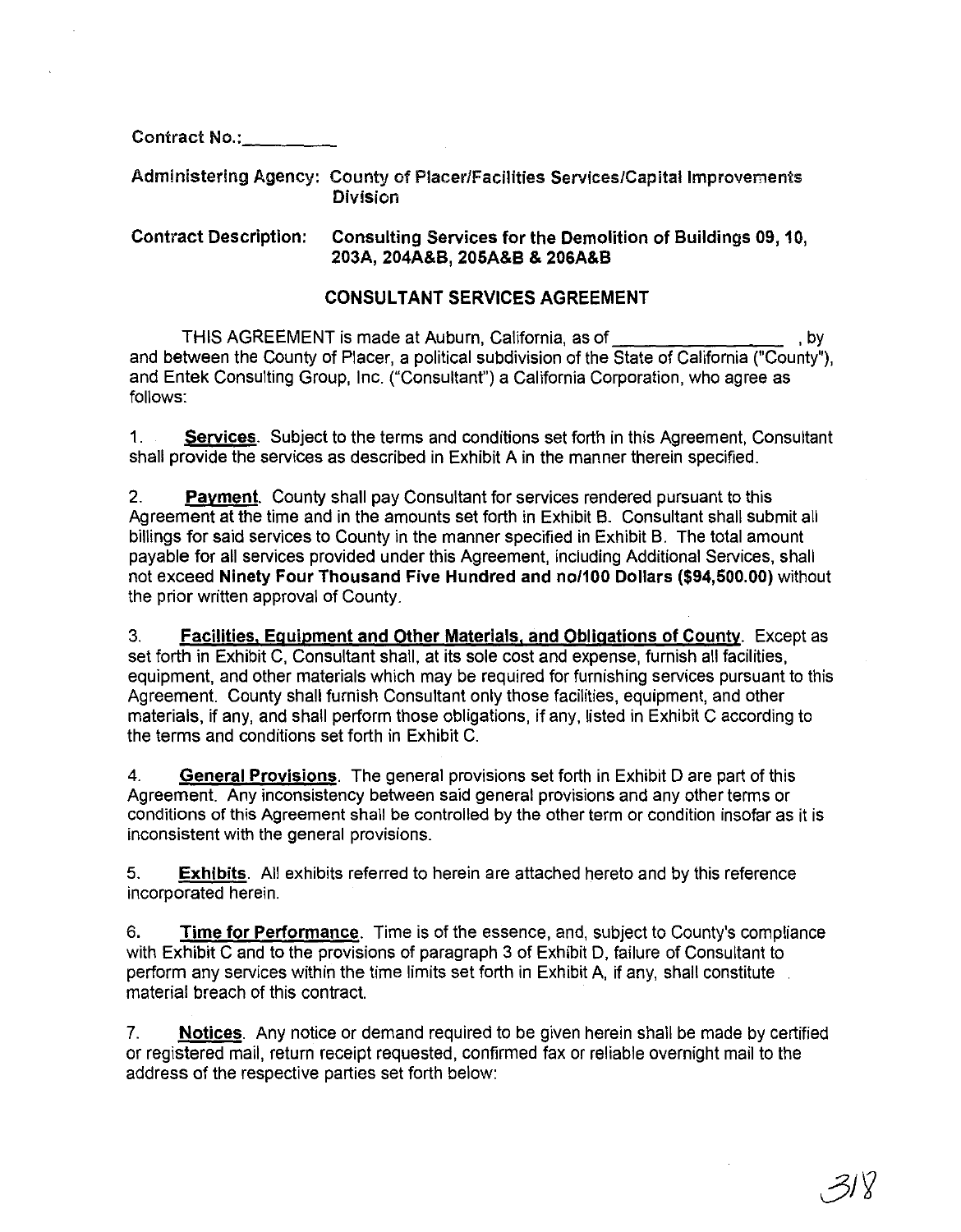Contract No.:\_\_\_\_\_\_\_\_\_\_

Administering Agency: County of Placer/Facilities Services/Capital Improvements Division

Contract Description: **Consulting Services for the Demolition of Buildings 09, 10, 203A, 204A&B, 205A&B & 206A&B**

## CONSULTANT SERVICES AGREEMENT

THIS AGREEMENT is made at Auburn, California, as of \_\_\_\_\_\_\_\_\_\_\_\_\_\_\_\_\_\_, by and between the County of Placer, a political subdivision of the State of California ("County"), and Entek Consulting Group, Inc. ("Consultant") a California Corporation, who agree as follows:

1. **Services**. Subject to the terms and conditions set forth in this Agreement, Consultant shall provide the services as described in Exhibit A in the manner therein specified.

2. **Payment**. County shall pay Consultant for services rendered pursuant to this Agreement at the time and in the amounts set forth in Exhibit B. Consultant shall submit all billings for said services to County in the manner specified in Exhibit B. The total amount payable for all services provided under this Agreement, including Additional Services, shall not exceed **Ninety Four Thousand Five Hundred and no/100 Dollars ($94,500.00)** without the prior written approval of County.

3. **Facilities, Equipment and Other Materials, and Obligations of County**. Except as set forth in Exhibit C, Consultant shall, at its sole cost and expense, furnish all facilities, equipment, and other materials which may be required for furnishing services pursuant to this Agreement. County shall furnish Consultant only those facilities, equipment, and other materials, if any, and shall perform those obligations, if any, listed in Exhibit C according to the terms and conditions set forth in Exhibit C.

4. **General Provisions**. The general provisions set forth in Exhibit D are part of this Agreement. Any inconsistency between said general provisions and any other terms or conditions of this Agreement shall be controlled by the other term or condition insofar as it is inconsistent with the general provisions.

5. **Exhibits**. All exhibits referred to herein are attached hereto and by this reference incorporated herein.

6. **Time for Performance**. Time is of the essence, and, subject to County's compliance with Exhibit C and to the provisions of paragraph 3 of Exhibit D, failure of Consultant to perform any services within the time limits set forth in Exhibit A, if any, shall constitute material breach of this contract.

7. **Notices**. Any notice or demand required to be given herein shall be made by certified or registered mail, return receipt requested, confirmed fax or reliable overnight mail to the address of the respective parties set forth below: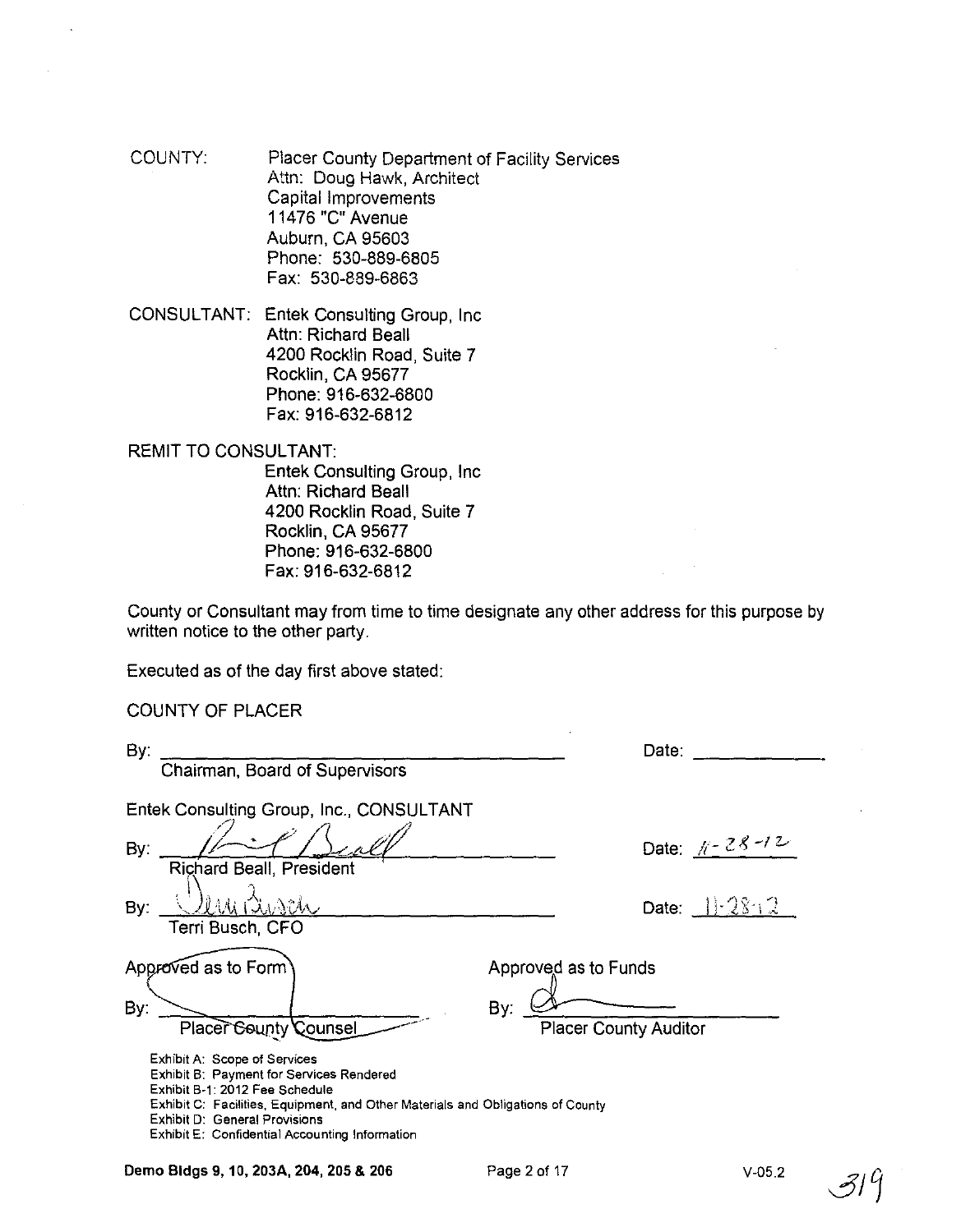COUNTY: Placer County Department of Facility Services
Attn: Doug Hawk, Architect
Capital Improvements
11476 "C" Avenue
Auburn, CA 95603
Phone: 530-889-6805
Fax: 530-889-6863

CONSULTANT: Entek Consulting Group, Inc
Attn: Richard Beall
4200 Rocklin Road, Suite 7
Rocklin, CA 95677
Phone: 916-632-6800
Fax: 916-632-6812

REMIT TO CONSULTANT:
Entek Consulting Group, Inc
Attn: Richard Beall
4200 Rocklin Road, Suite 7
Rocklin, CA 95677
Phone: 916-632-6800
Fax: 916-632-6812

County or Consultant may from time to time designate any other address for this purpose by written notice to the other party.

Executed as of the day first above stated:

COUNTY OF PLACER

By: ______________________________ Date: __________
Chairman, Board of Supervisors

Entek Consulting Group, Inc., CONSULTANT

By: *[signature]* Date: 11-28-12
Richard Beall, President

By: *[signature]* Date: 11-28-12
Terri Busch, CFO

Approved as to Form
By: ______________________________
Placer County Counsel

Approved as to Funds
By: *[signature]*
Placer County Auditor

Exhibit A: Scope of Services
Exhibit B: Payment for Services Rendered
Exhibit B-1: 2012 Fee Schedule
Exhibit C: Facilities, Equipment, and Other Materials and Obligations of County
Exhibit D: General Provisions
Exhibit E: Confidential Accounting Information

**Demo Bldgs 9, 10, 203A, 204, 205 & 206** V-05.2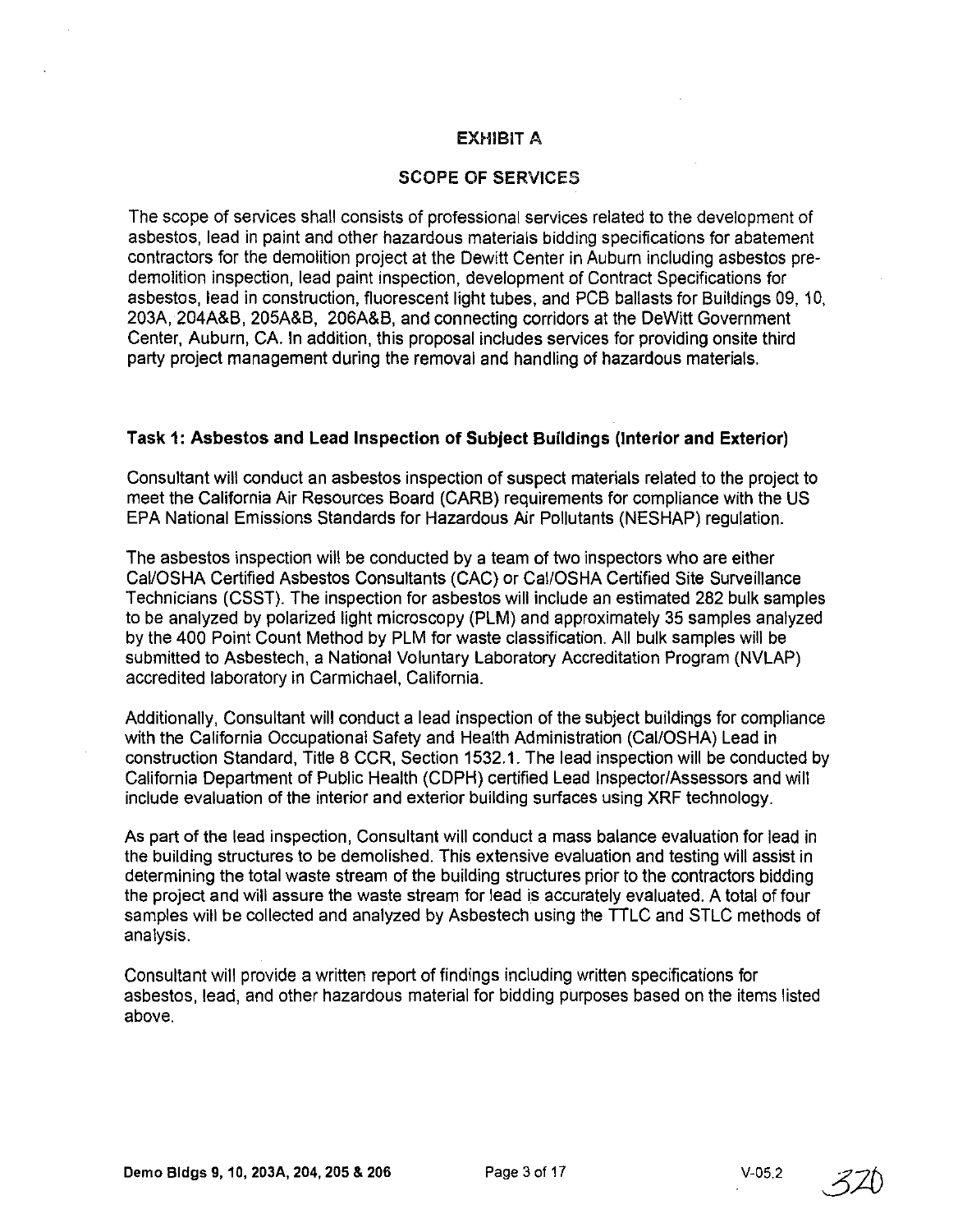# EXHIBIT A

## SCOPE OF SERVICES

The scope of services shall consists of professional services related to the development of asbestos, lead in paint and other hazardous materials bidding specifications for abatement contractors for the demolition project at the Dewitt Center in Auburn including asbestos pre-demolition inspection, lead paint inspection, development of Contract Specifications for asbestos, lead in construction, fluorescent light tubes, and PCB ballasts for Buildings 09, 10, 203A, 204A&B, 205A&B, 206A&B, and connecting corridors at the DeWitt Government Center, Auburn, CA. In addition, this proposal includes services for providing onsite third party project management during the removal and handling of hazardous materials.

### Task 1: Asbestos and Lead Inspection of Subject Buildings (Interior and Exterior)

Consultant will conduct an asbestos inspection of suspect materials related to the project to meet the California Air Resources Board (CARB) requirements for compliance with the US EPA National Emissions Standards for Hazardous Air Pollutants (NESHAP) regulation.

The asbestos inspection will be conducted by a team of two inspectors who are either Cal/OSHA Certified Asbestos Consultants (CAC) or Cal/OSHA Certified Site Surveillance Technicians (CSST). The inspection for asbestos will include an estimated 282 bulk samples to be analyzed by polarized light microscopy (PLM) and approximately 35 samples analyzed by the 400 Point Count Method by PLM for waste classification. All bulk samples will be submitted to Asbestech, a National Voluntary Laboratory Accreditation Program (NVLAP) accredited laboratory in Carmichael, California.

Additionally, Consultant will conduct a lead inspection of the subject buildings for compliance with the California Occupational Safety and Health Administration (Cal/OSHA) Lead in construction Standard, Title 8 CCR, Section 1532.1. The lead inspection will be conducted by California Department of Public Health (CDPH) certified Lead Inspector/Assessors and will include evaluation of the interior and exterior building surfaces using XRF technology.

As part of the lead inspection, Consultant will conduct a mass balance evaluation for lead in the building structures to be demolished. This extensive evaluation and testing will assist in determining the total waste stream of the building structures prior to the contractors bidding the project and will assure the waste stream for lead is accurately evaluated. A total of four samples will be collected and analyzed by Asbestech using the TTLC and STLC methods of analysis.

Consultant will provide a written report of findings including written specifications for asbestos, lead, and other hazardous material for bidding purposes based on the items listed above.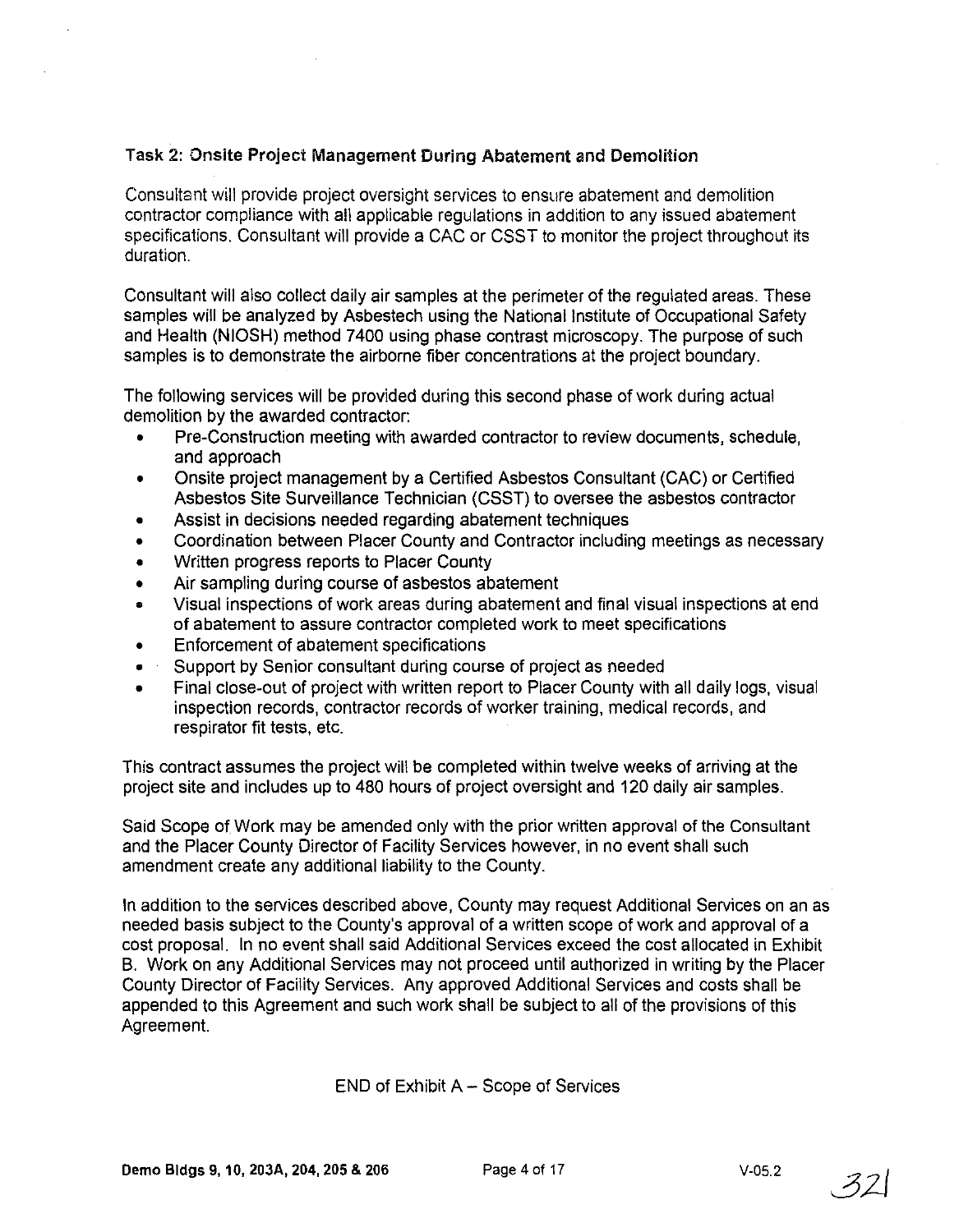### Task 2: Onsite Project Management During Abatement and Demolition

Consultant will provide project oversight services to ensure abatement and demolition contractor compliance with all applicable regulations in addition to any issued abatement specifications. Consultant will provide a CAC or CSST to monitor the project throughout its duration.

Consultant will also collect daily air samples at the perimeter of the regulated areas. These samples will be analyzed by Asbestech using the National Institute of Occupational Safety and Health (NIOSH) method 7400 using phase contrast microscopy. The purpose of such samples is to demonstrate the airborne fiber concentrations at the project boundary.

The following services will be provided during this second phase of work during actual demolition by the awarded contractor:

- Pre-Construction meeting with awarded contractor to review documents, schedule, and approach
- Onsite project management by a Certified Asbestos Consultant (CAC) or Certified Asbestos Site Surveillance Technician (CSST) to oversee the asbestos contractor
- Assist in decisions needed regarding abatement techniques
- Coordination between Placer County and Contractor including meetings as necessary
- Written progress reports to Placer County
- Air sampling during course of asbestos abatement
- Visual inspections of work areas during abatement and final visual inspections at end of abatement to assure contractor completed work to meet specifications
- Enforcement of abatement specifications
- Support by Senior consultant during course of project as needed
- Final close-out of project with written report to Placer County with all daily logs, visual inspection records, contractor records of worker training, medical records, and respirator fit tests, etc.

This contract assumes the project will be completed within twelve weeks of arriving at the project site and includes up to 480 hours of project oversight and 120 daily air samples.

Said Scope of Work may be amended only with the prior written approval of the Consultant and the Placer County Director of Facility Services however, in no event shall such amendment create any additional liability to the County.

In addition to the services described above, County may request Additional Services on an as needed basis subject to the County's approval of a written scope of work and approval of a cost proposal. In no event shall said Additional Services exceed the cost allocated in Exhibit B. Work on any Additional Services may not proceed until authorized in writing by the Placer County Director of Facility Services. Any approved Additional Services and costs shall be appended to this Agreement and such work shall be subject to all of the provisions of this Agreement.

END of Exhibit A – Scope of Services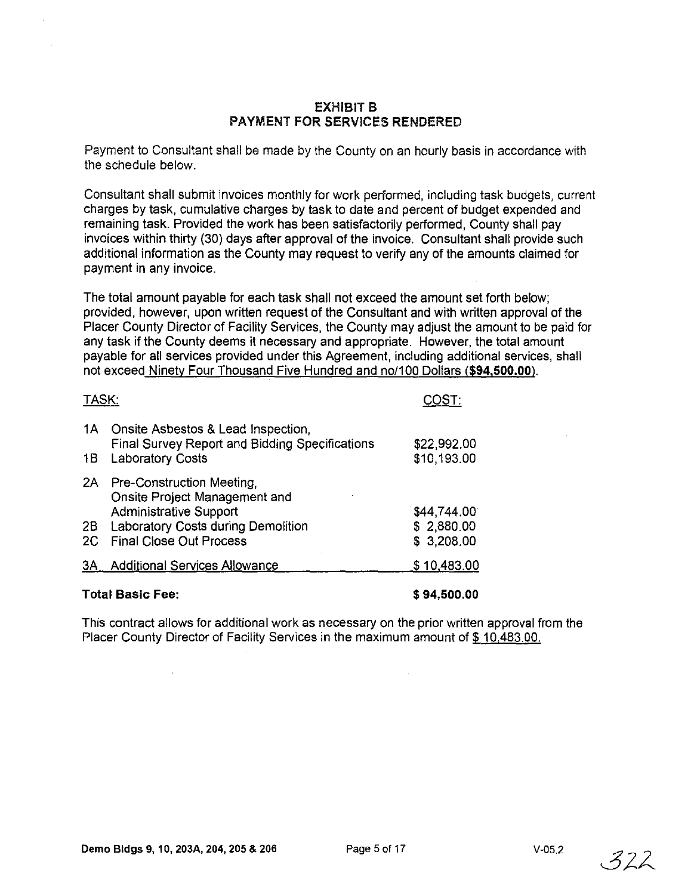## EXHIBIT B
## PAYMENT FOR SERVICES RENDERED

Payment to Consultant shall be made by the County on an hourly basis in accordance with the schedule below.

Consultant shall submit invoices monthly for work performed, including task budgets, current charges by task, cumulative charges by task to date and percent of budget expended and remaining task. Provided the work has been satisfactorily performed, County shall pay invoices within thirty (30) days after approval of the invoice. Consultant shall provide such additional information as the County may request to verify any of the amounts claimed for payment in any invoice.

The total amount payable for each task shall not exceed the amount set forth below; provided, however, upon written request of the Consultant and with written approval of the Placer County Director of Facility Services, the County may adjust the amount to be paid for any task if the County deems it necessary and appropriate. However, the total amount payable for all services provided under this Agreement, including additional services, shall not exceed Ninety Four Thousand Five Hundred and no/100 Dollars (**$94,500.00**).

| TASK: | | COST: |
|---|---|---|
| 1A | Onsite Asbestos & Lead Inspection, Final Survey Report and Bidding Specifications | $22,992.00 |
| 1B | Laboratory Costs | $10,193.00 |
| 2A | Pre-Construction Meeting, Onsite Project Management and Administrative Support | $44,744.00 |
| 2B | Laboratory Costs during Demolition | $ 2,880.00 |
| 2C | Final Close Out Process | $ 3,208.00 |
| 3A | Additional Services Allowance | $ 10,483.00 |
| **Total Basic Fee:** | | **$ 94,500.00** |

This contract allows for additional work as necessary on the prior written approval from the Placer County Director of Facility Services in the maximum amount of $ 10,483.00.

**Demo Bldgs 9, 10, 203A, 204, 205 & 206** V-05.2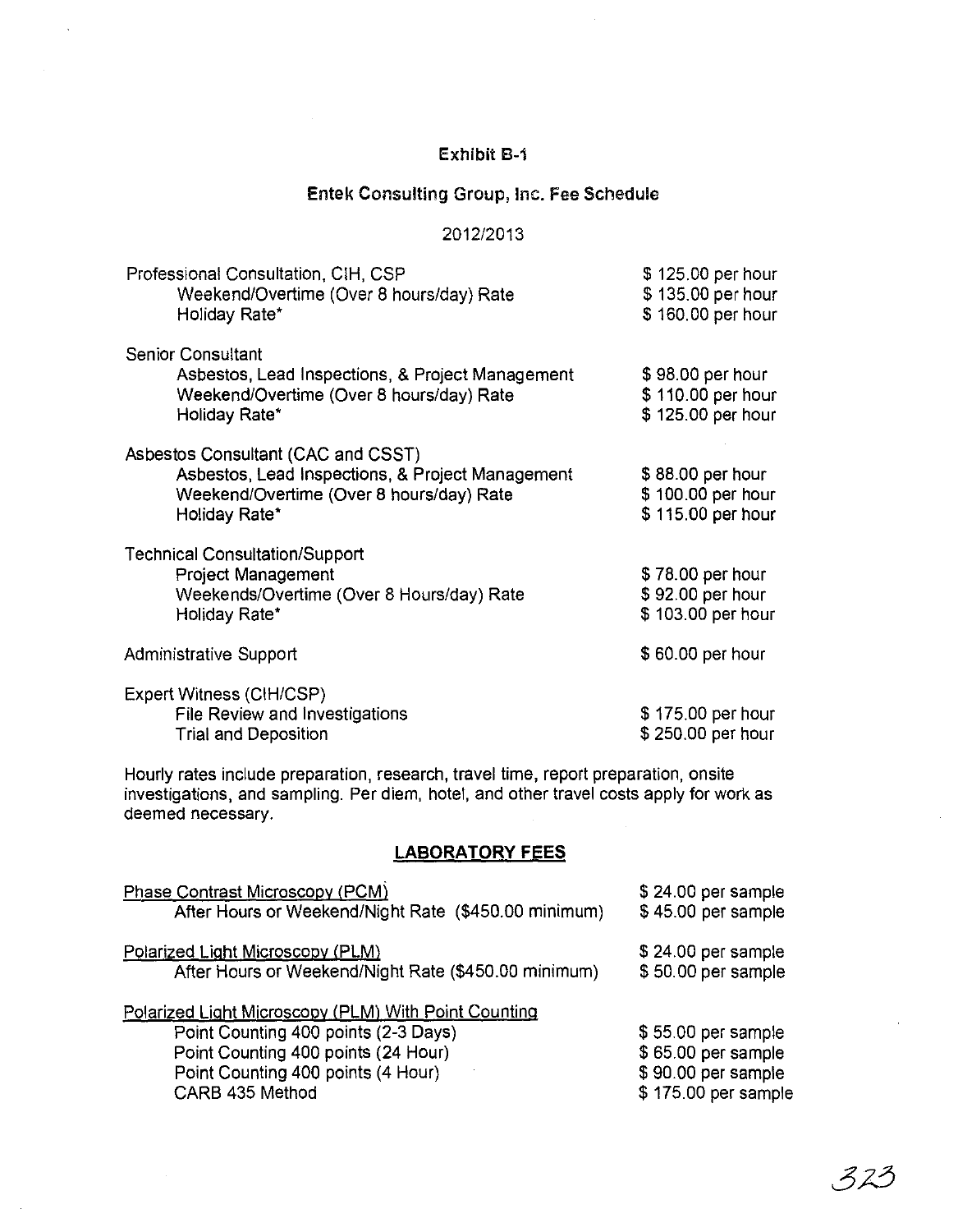# Exhibit B-1

## Entek Consulting Group, Inc. Fee Schedule

2012/2013

| | |
|---|---|
| Professional Consultation, CIH, CSP | $ 125.00 per hour |
| Weekend/Overtime (Over 8 hours/day) Rate | $ 135.00 per hour |
| Holiday Rate* | $ 160.00 per hour |
| **Senior Consultant** | |
| Asbestos, Lead Inspections, & Project Management | $ 98.00 per hour |
| Weekend/Overtime (Over 8 hours/day) Rate | $ 110.00 per hour |
| Holiday Rate* | $ 125.00 per hour |
| **Asbestos Consultant (CAC and CSST)** | |
| Asbestos, Lead Inspections, & Project Management | $ 88.00 per hour |
| Weekend/Overtime (Over 8 hours/day) Rate | $ 100.00 per hour |
| Holiday Rate* | $ 115.00 per hour |
| **Technical Consultation/Support** | |
| Project Management | $ 78.00 per hour |
| Weekends/Overtime (Over 8 Hours/day) Rate | $ 92.00 per hour |
| Holiday Rate* | $ 103.00 per hour |
| Administrative Support | $ 60.00 per hour |
| **Expert Witness (CIH/CSP)** | |
| File Review and Investigations | $ 175.00 per hour |
| Trial and Deposition | $ 250.00 per hour |

Hourly rates include preparation, research, travel time, report preparation, onsite investigations, and sampling. Per diem, hotel, and other travel costs apply for work as deemed necessary.

## LABORATORY FEES

| | |
|---|---|
| Phase Contrast Microscopy (PCM) | $ 24.00 per sample |
| After Hours or Weekend/Night Rate ($450.00 minimum) | $ 45.00 per sample |
| Polarized Light Microscopy (PLM) | $ 24.00 per sample |
| After Hours or Weekend/Night Rate ($450.00 minimum) | $ 50.00 per sample |
| Polarized Light Microscopy (PLM) With Point Counting | |
| Point Counting 400 points (2-3 Days) | $ 55.00 per sample |
| Point Counting 400 points (24 Hour) | $ 65.00 per sample |
| Point Counting 400 points (4 Hour) | $ 90.00 per sample |
| CARB 435 Method | $ 175.00 per sample |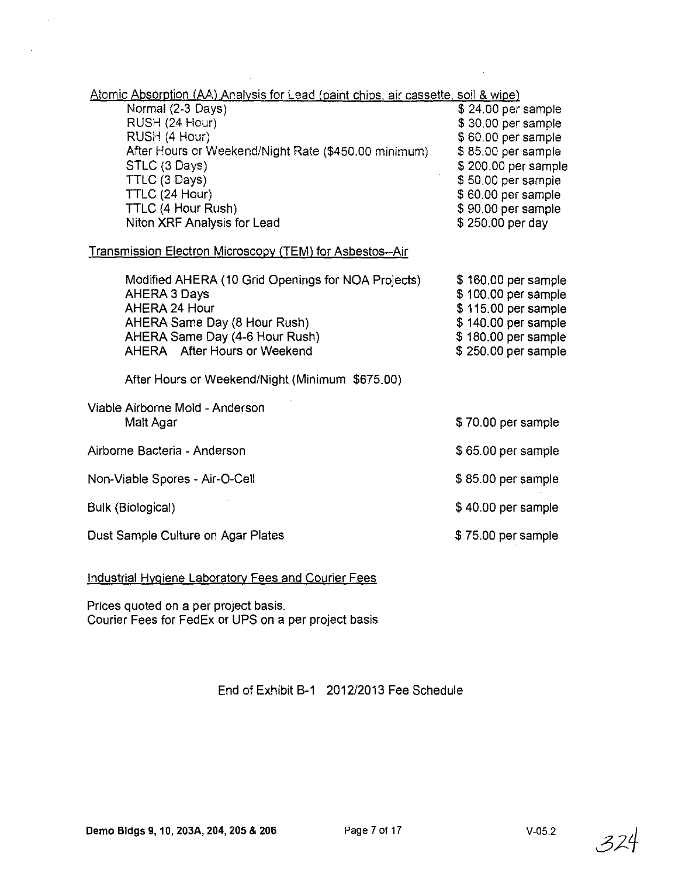Atomic Absorption (AA) Analysis for Lead (paint chips, air cassette, soil & wipe)

| | |
|---|---|
| Normal (2-3 Days) | $ 24.00 per sample |
| RUSH (24 Hour) | $ 30.00 per sample |
| RUSH (4 Hour) | $ 60.00 per sample |
| After Hours or Weekend/Night Rate ($450.00 minimum) | $ 85.00 per sample |
| STLC (3 Days) | $ 200.00 per sample |
| TTLC (3 Days) | $ 50.00 per sample |
| TTLC (24 Hour) | $ 60.00 per sample |
| TTLC (4 Hour Rush) | $ 90.00 per sample |
| Niton XRF Analysis for Lead | $ 250.00 per day |

Transmission Electron Microscopy (TEM) for Asbestos--Air

| | |
|---|---|
| Modified AHERA (10 Grid Openings for NOA Projects) | $ 160.00 per sample |
| AHERA 3 Days | $ 100.00 per sample |
| AHERA 24 Hour | $ 115.00 per sample |
| AHERA Same Day (8 Hour Rush) | $ 140.00 per sample |
| AHERA Same Day (4-6 Hour Rush) | $ 180.00 per sample |
| AHERA After Hours or Weekend | $ 250.00 per sample |

After Hours or Weekend/Night (Minimum $675.00)

| | |
|---|---|
| Viable Airborne Mold - Anderson Malt Agar | $ 70.00 per sample |
| Airborne Bacteria - Anderson | $ 65.00 per sample |
| Non-Viable Spores - Air-O-Cell | $ 85.00 per sample |
| Bulk (Biological) | $ 40.00 per sample |
| Dust Sample Culture on Agar Plates | $ 75.00 per sample |

Industrial Hygiene Laboratory Fees and Courier Fees

Prices quoted on a per project basis.
Courier Fees for FedEx or UPS on a per project basis

End of Exhibit B-1 2012/2013 Fee Schedule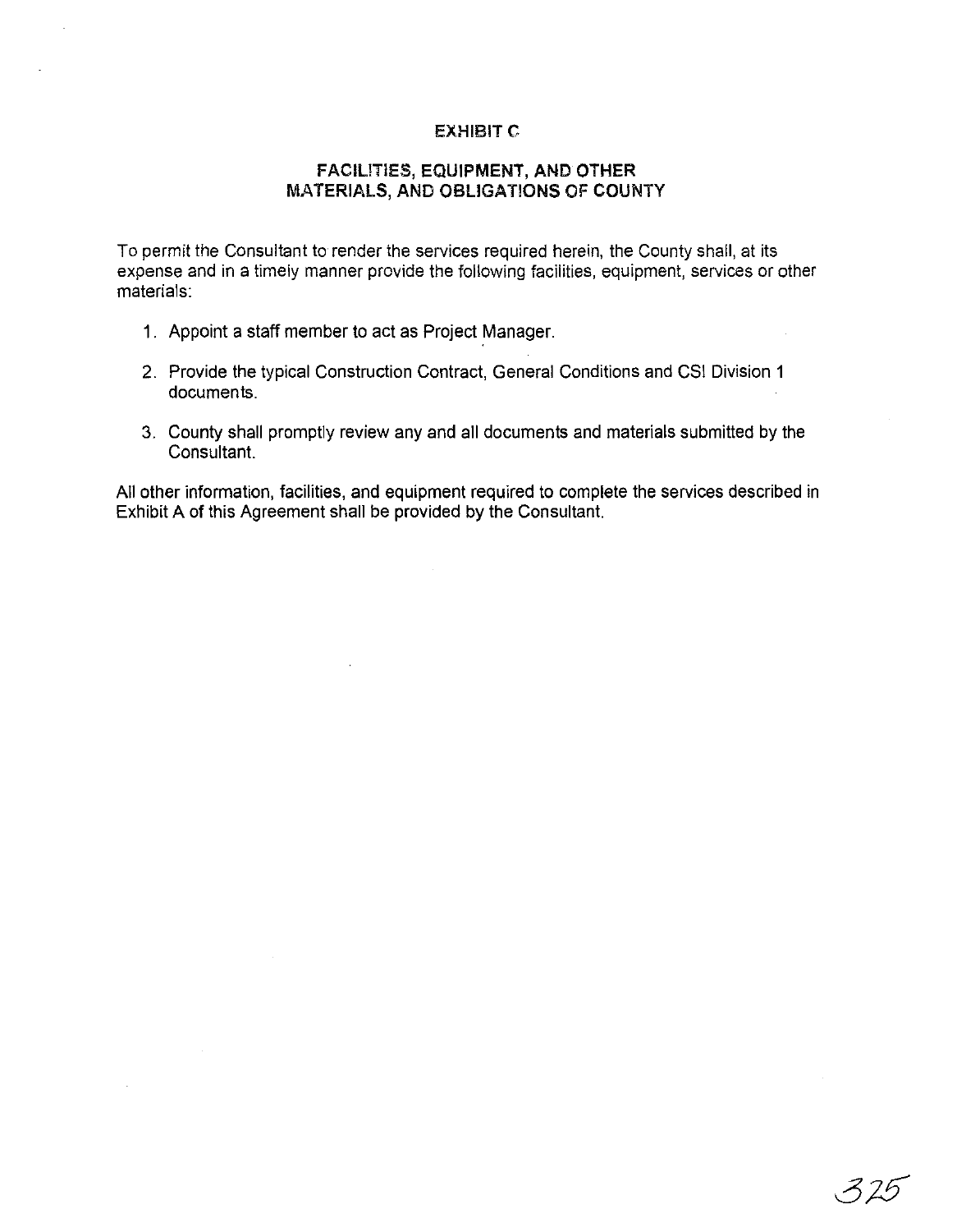# EXHIBIT C

## FACILITIES, EQUIPMENT, AND OTHER MATERIALS, AND OBLIGATIONS OF COUNTY

To permit the Consultant to render the services required herein, the County shall, at its expense and in a timely manner provide the following facilities, equipment, services or other materials:

1. Appoint a staff member to act as Project Manager.
2. Provide the typical Construction Contract, General Conditions and CSI Division 1 documents.
3. County shall promptly review any and all documents and materials submitted by the Consultant.

All other information, facilities, and equipment required to complete the services described in Exhibit A of this Agreement shall be provided by the Consultant.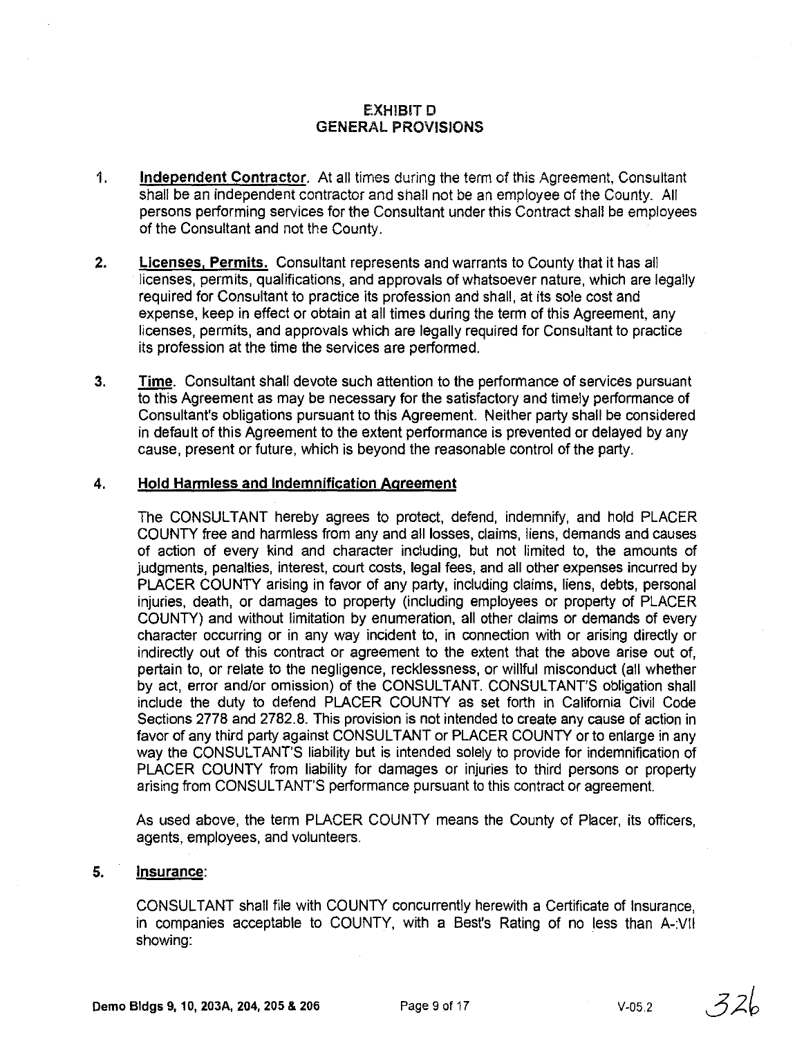# EXHIBIT D
# GENERAL PROVISIONS

1. **Independent Contractor.** At all times during the term of this Agreement, Consultant shall be an independent contractor and shall not be an employee of the County. All persons performing services for the Consultant under this Contract shall be employees of the Consultant and not the County.

2. **Licenses, Permits.** Consultant represents and warrants to County that it has all licenses, permits, qualifications, and approvals of whatsoever nature, which are legally required for Consultant to practice its profession and shall, at its sole cost and expense, keep in effect or obtain at all times during the term of this Agreement, any licenses, permits, and approvals which are legally required for Consultant to practice its profession at the time the services are performed.

3. **Time.** Consultant shall devote such attention to the performance of services pursuant to this Agreement as may be necessary for the satisfactory and timely performance of Consultant's obligations pursuant to this Agreement. Neither party shall be considered in default of this Agreement to the extent performance is prevented or delayed by any cause, present or future, which is beyond the reasonable control of the party.

4. **Hold Harmless and Indemnification Agreement**

   The CONSULTANT hereby agrees to protect, defend, indemnify, and hold PLACER COUNTY free and harmless from any and all losses, claims, liens, demands and causes of action of every kind and character including, but not limited to, the amounts of judgments, penalties, interest, court costs, legal fees, and all other expenses incurred by PLACER COUNTY arising in favor of any party, including claims, liens, debts, personal injuries, death, or damages to property (including employees or property of PLACER COUNTY) and without limitation by enumeration, all other claims or demands of every character occurring or in any way incident to, in connection with or arising directly or indirectly out of this contract or agreement to the extent that the above arise out of, pertain to, or relate to the negligence, recklessness, or willful misconduct (all whether by act, error and/or omission) of the CONSULTANT. CONSULTANT'S obligation shall include the duty to defend PLACER COUNTY as set forth in California Civil Code Sections 2778 and 2782.8. This provision is not intended to create any cause of action in favor of any third party against CONSULTANT or PLACER COUNTY or to enlarge in any way the CONSULTANT'S liability but is intended solely to provide for indemnification of PLACER COUNTY from liability for damages or injuries to third persons or property arising from CONSULTANT'S performance pursuant to this contract or agreement.

   As used above, the term PLACER COUNTY means the County of Placer, its officers, agents, employees, and volunteers.

5. **Insurance**:

   CONSULTANT shall file with COUNTY concurrently herewith a Certificate of Insurance, in companies acceptable to COUNTY, with a Best's Rating of no less than A-:VII showing: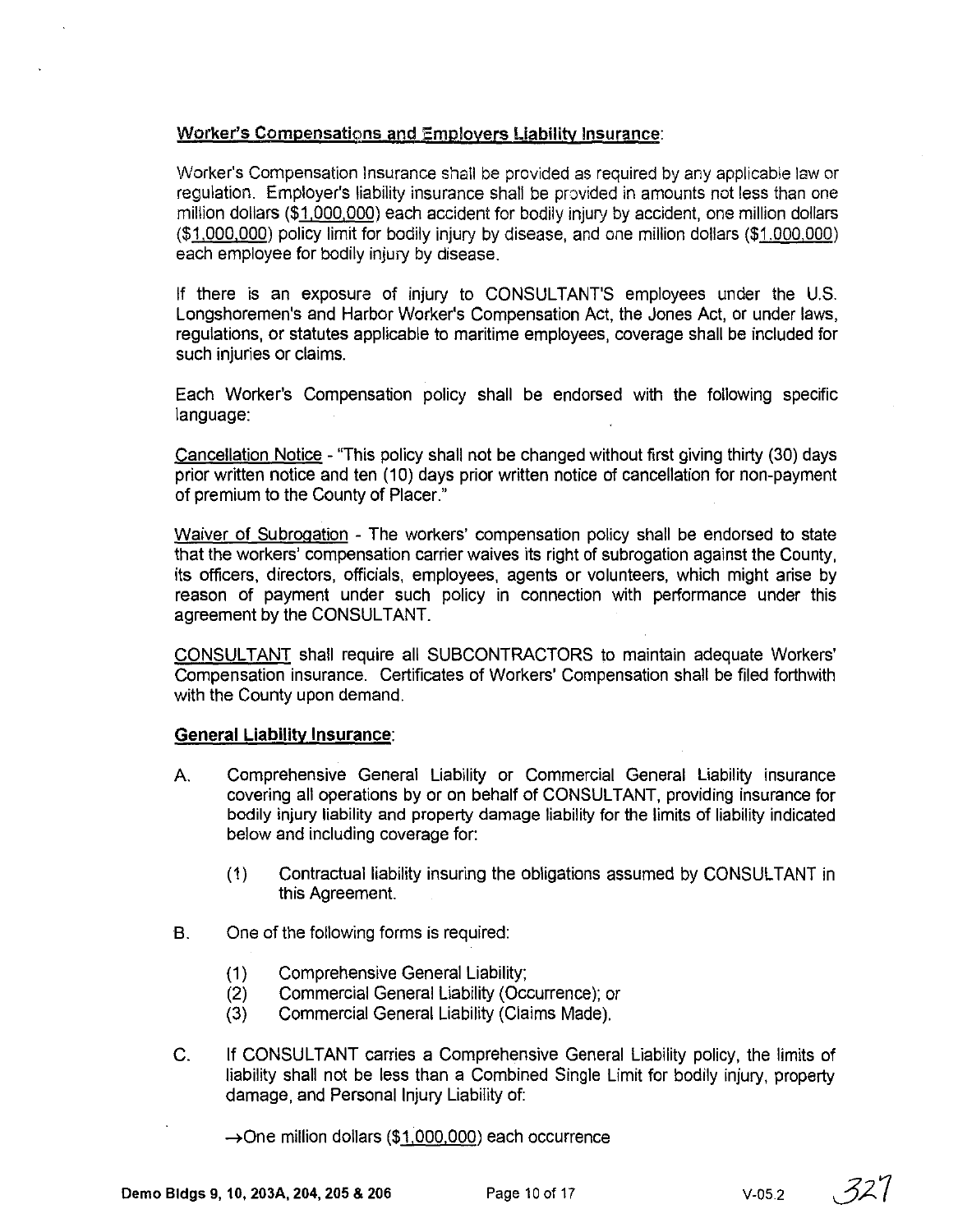**Worker's Compensations and Employers Liability Insurance**:

Worker's Compensation Insurance shall be provided as required by any applicable law or regulation. Employer's liability insurance shall be provided in amounts not less than one million dollars (\$1,000,000) each accident for bodily injury by accident, one million dollars (\$1,000,000) policy limit for bodily injury by disease, and one million dollars (\$1,000,000) each employee for bodily injury by disease.

If there is an exposure of injury to CONSULTANT'S employees under the U.S. Longshoremen's and Harbor Worker's Compensation Act, the Jones Act, or under laws, regulations, or statutes applicable to maritime employees, coverage shall be included for such injuries or claims.

Each Worker's Compensation policy shall be endorsed with the following specific language:

Cancellation Notice - "This policy shall not be changed without first giving thirty (30) days prior written notice and ten (10) days prior written notice of cancellation for non-payment of premium to the County of Placer."

Waiver of Subrogation - The workers' compensation policy shall be endorsed to state that the workers' compensation carrier waives its right of subrogation against the County, its officers, directors, officials, employees, agents or volunteers, which might arise by reason of payment under such policy in connection with performance under this agreement by the CONSULTANT.

CONSULTANT shall require all SUBCONTRACTORS to maintain adequate Workers' Compensation insurance. Certificates of Workers' Compensation shall be filed forthwith with the County upon demand.

**General Liability Insurance**:

A. Comprehensive General Liability or Commercial General Liability insurance covering all operations by or on behalf of CONSULTANT, providing insurance for bodily injury liability and property damage liability for the limits of liability indicated below and including coverage for:

   (1) Contractual liability insuring the obligations assumed by CONSULTANT in this Agreement.

B. One of the following forms is required:

   (1) Comprehensive General Liability;
   (2) Commercial General Liability (Occurrence); or
   (3) Commercial General Liability (Claims Made).

C. If CONSULTANT carries a Comprehensive General Liability policy, the limits of liability shall not be less than a Combined Single Limit for bodily injury, property damage, and Personal Injury Liability of:

   →One million dollars (\$1,000,000) each occurrence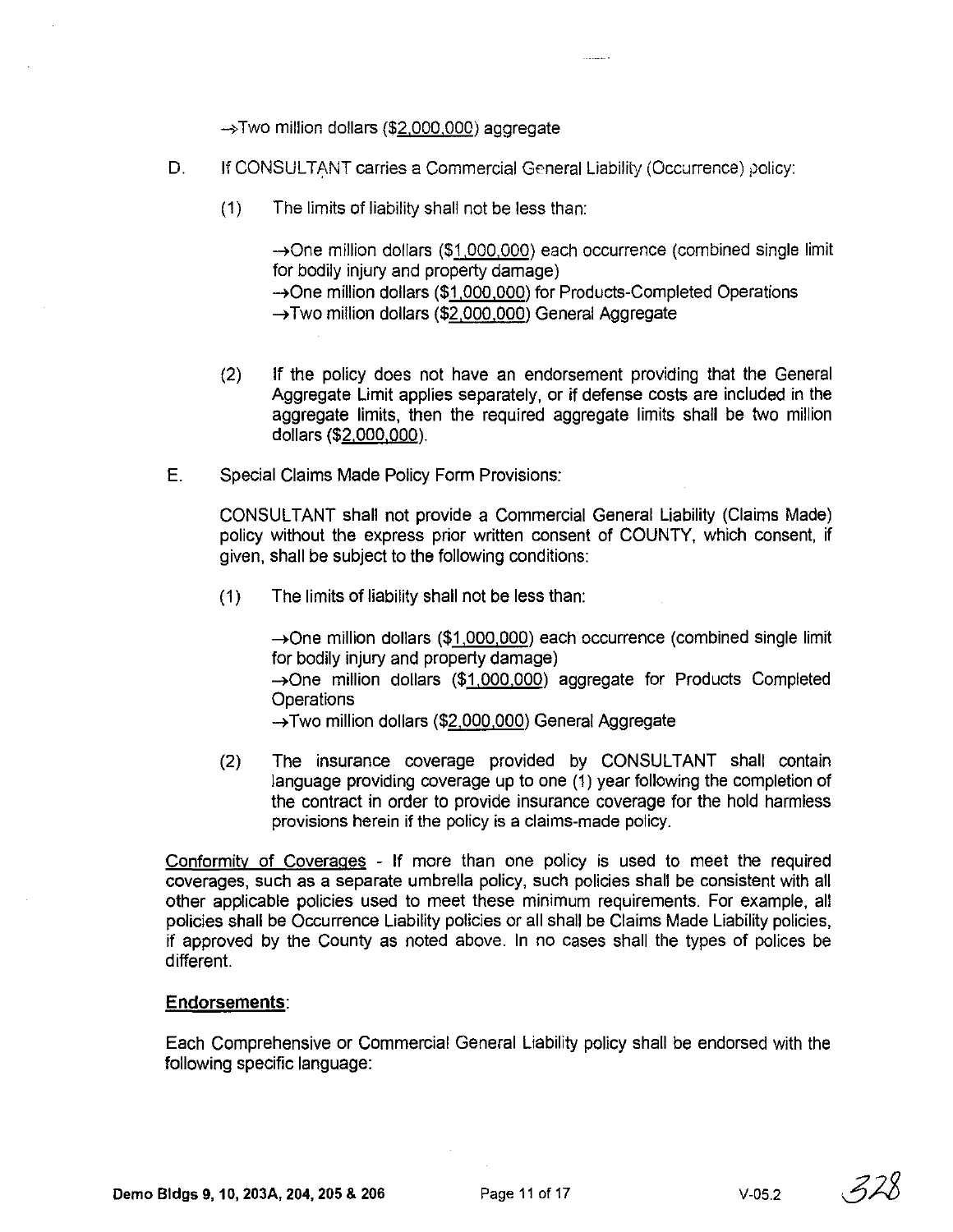→Two million dollars ($2,000,000) aggregate

D. If CONSULTANT carries a Commercial General Liability (Occurrence) policy:

(1) The limits of liability shall not be less than:

→One million dollars ($1,000,000) each occurrence (combined single limit for bodily injury and property damage)
→One million dollars ($1,000,000) for Products-Completed Operations
→Two million dollars ($2,000,000) General Aggregate

(2) If the policy does not have an endorsement providing that the General Aggregate Limit applies separately, or if defense costs are included in the aggregate limits, then the required aggregate limits shall be two million dollars ($2,000,000).

E. Special Claims Made Policy Form Provisions:

CONSULTANT shall not provide a Commercial General Liability (Claims Made) policy without the express prior written consent of COUNTY, which consent, if given, shall be subject to the following conditions:

(1) The limits of liability shall not be less than:

→One million dollars ($1,000,000) each occurrence (combined single limit for bodily injury and property damage)
→One million dollars ($1,000,000) aggregate for Products Completed Operations
→Two million dollars ($2,000,000) General Aggregate

(2) The insurance coverage provided by CONSULTANT shall contain language providing coverage up to one (1) year following the completion of the contract in order to provide insurance coverage for the hold harmless provisions herein if the policy is a claims-made policy.

Conformity of Coverages - If more than one policy is used to meet the required coverages, such as a separate umbrella policy, such policies shall be consistent with all other applicable policies used to meet these minimum requirements. For example, all policies shall be Occurrence Liability policies or all shall be Claims Made Liability policies, if approved by the County as noted above. In no cases shall the types of polices be different.

**Endorsements**:

Each Comprehensive or Commercial General Liability policy shall be endorsed with the following specific language: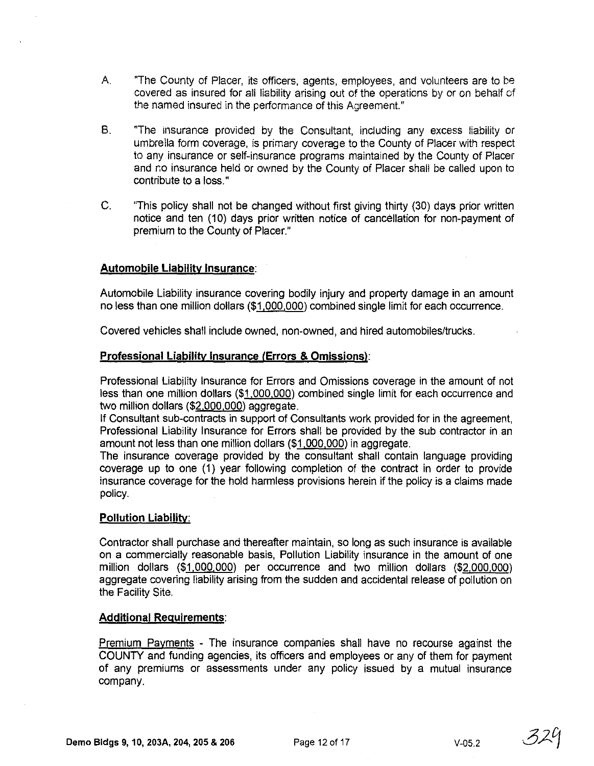A. "The County of Placer, its officers, agents, employees, and volunteers are to be covered as insured for all liability arising out of the operations by or on behalf of the named insured in the performance of this Agreement."

B. "The insurance provided by the Consultant, including any excess liability or umbrella form coverage, is primary coverage to the County of Placer with respect to any insurance or self-insurance programs maintained by the County of Placer and no insurance held or owned by the County of Placer shall be called upon to contribute to a loss."

C. "This policy shall not be changed without first giving thirty (30) days prior written notice and ten (10) days prior written notice of cancellation for non-payment of premium to the County of Placer."

**Automobile Liability Insurance**:

Automobile Liability insurance covering bodily injury and property damage in an amount no less than one million dollars ($1,000,000) combined single limit for each occurrence.

Covered vehicles shall include owned, non-owned, and hired automobiles/trucks.

**Professional Liability Insurance (Errors & Omissions)**:

Professional Liability Insurance for Errors and Omissions coverage in the amount of not less than one million dollars ($1,000,000) combined single limit for each occurrence and two million dollars ($2,000,000) aggregate.
If Consultant sub-contracts in support of Consultants work provided for in the agreement, Professional Liability Insurance for Errors shall be provided by the sub contractor in an amount not less than one million dollars ($1,000,000) in aggregate.
The insurance coverage provided by the consultant shall contain language providing coverage up to one (1) year following completion of the contract in order to provide insurance coverage for the hold harmless provisions herein if the policy is a claims made policy.

**Pollution Liability**:

Contractor shall purchase and thereafter maintain, so long as such insurance is available on a commercially reasonable basis, Pollution Liability insurance in the amount of one million dollars ($1,000,000) per occurrence and two million dollars ($2,000,000) aggregate covering liability arising from the sudden and accidental release of pollution on the Facility Site.

**Additional Requirements**:

Premium Payments - The insurance companies shall have no recourse against the COUNTY and funding agencies, its officers and employees or any of them for payment of any premiums or assessments under any policy issued by a mutual insurance company.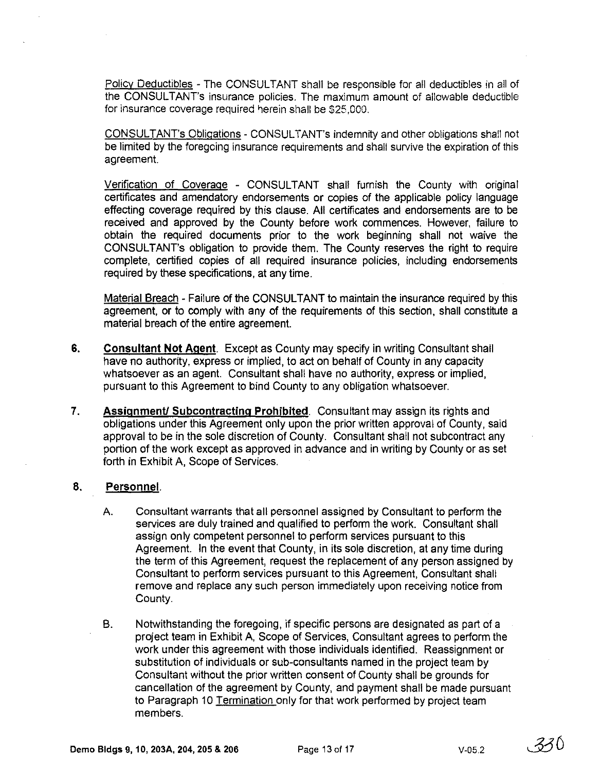Policy Deductibles - The CONSULTANT shall be responsible for all deductibles in all of the CONSULTANT's insurance policies. The maximum amount of allowable deductible for insurance coverage required herein shall be $25,000.

CONSULTANT's Obligations - CONSULTANT's indemnity and other obligations shall not be limited by the foregoing insurance requirements and shall survive the expiration of this agreement.

Verification of Coverage - CONSULTANT shall furnish the County with original certificates and amendatory endorsements or copies of the applicable policy language effecting coverage required by this clause. All certificates and endorsements are to be received and approved by the County before work commences. However, failure to obtain the required documents prior to the work beginning shall not waive the CONSULTANT's obligation to provide them. The County reserves the right to require complete, certified copies of all required insurance policies, including endorsements required by these specifications, at any time.

Material Breach - Failure of the CONSULTANT to maintain the insurance required by this agreement, or to comply with any of the requirements of this section, shall constitute a material breach of the entire agreement.

6. **Consultant Not Agent**. Except as County may specify in writing Consultant shall have no authority, express or implied, to act on behalf of County in any capacity whatsoever as an agent. Consultant shall have no authority, express or implied, pursuant to this Agreement to bind County to any obligation whatsoever.

7. **Assignment/ Subcontracting Prohibited**. Consultant may assign its rights and obligations under this Agreement only upon the prior written approval of County, said approval to be in the sole discretion of County. Consultant shall not subcontract any portion of the work except as approved in advance and in writing by County or as set forth in Exhibit A, Scope of Services.

8. **Personnel**.

   A. Consultant warrants that all personnel assigned by Consultant to perform the services are duly trained and qualified to perform the work. Consultant shall assign only competent personnel to perform services pursuant to this Agreement. In the event that County, in its sole discretion, at any time during the term of this Agreement, request the replacement of any person assigned by Consultant to perform services pursuant to this Agreement, Consultant shall remove and replace any such person immediately upon receiving notice from County.

   B. Notwithstanding the foregoing, if specific persons are designated as part of a project team in Exhibit A, Scope of Services, Consultant agrees to perform the work under this agreement with those individuals identified. Reassignment or substitution of individuals or sub-consultants named in the project team by Consultant without the prior written consent of County shall be grounds for cancellation of the agreement by County, and payment shall be made pursuant to Paragraph 10 Termination only for that work performed by project team members.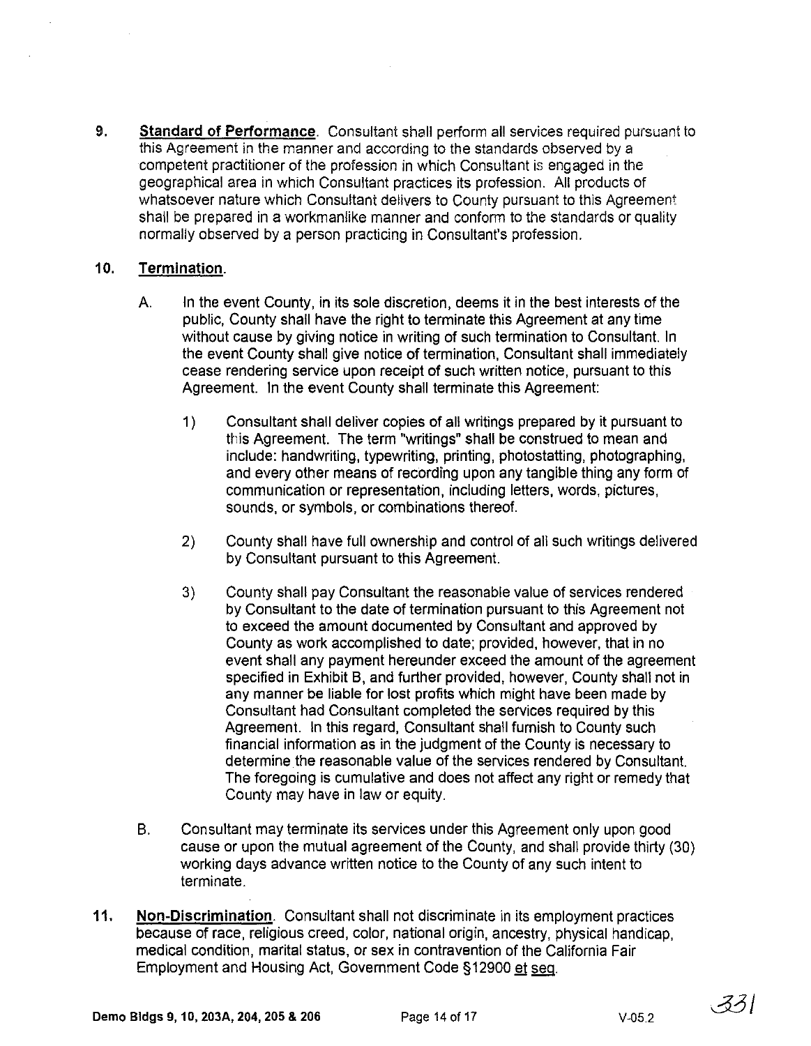9. **Standard of Performance**. Consultant shall perform all services required pursuant to this Agreement in the manner and according to the standards observed by a competent practitioner of the profession in which Consultant is engaged in the geographical area in which Consultant practices its profession. All products of whatsoever nature which Consultant delivers to County pursuant to this Agreement shall be prepared in a workmanlike manner and conform to the standards or quality normally observed by a person practicing in Consultant's profession.

10. **Termination**.

    A. In the event County, in its sole discretion, deems it in the best interests of the public, County shall have the right to terminate this Agreement at any time without cause by giving notice in writing of such termination to Consultant. In the event County shall give notice of termination, Consultant shall immediately cease rendering service upon receipt of such written notice, pursuant to this Agreement. In the event County shall terminate this Agreement:

        1) Consultant shall deliver copies of all writings prepared by it pursuant to this Agreement. The term "writings" shall be construed to mean and include: handwriting, typewriting, printing, photostatting, photographing, and every other means of recording upon any tangible thing any form of communication or representation, including letters, words, pictures, sounds, or symbols, or combinations thereof.

        2) County shall have full ownership and control of all such writings delivered by Consultant pursuant to this Agreement.

        3) County shall pay Consultant the reasonable value of services rendered by Consultant to the date of termination pursuant to this Agreement not to exceed the amount documented by Consultant and approved by County as work accomplished to date; provided, however, that in no event shall any payment hereunder exceed the amount of the agreement specified in Exhibit B, and further provided, however, County shall not in any manner be liable for lost profits which might have been made by Consultant had Consultant completed the services required by this Agreement. In this regard, Consultant shall furnish to County such financial information as in the judgment of the County is necessary to determine the reasonable value of the services rendered by Consultant. The foregoing is cumulative and does not affect any right or remedy that County may have in law or equity.

    B. Consultant may terminate its services under this Agreement only upon good cause or upon the mutual agreement of the County, and shall provide thirty (30) working days advance written notice to the County of any such intent to terminate.

11. **Non-Discrimination**. Consultant shall not discriminate in its employment practices because of race, religious creed, color, national origin, ancestry, physical handicap, medical condition, marital status, or sex in contravention of the California Fair Employment and Housing Act, Government Code §12900 et seq.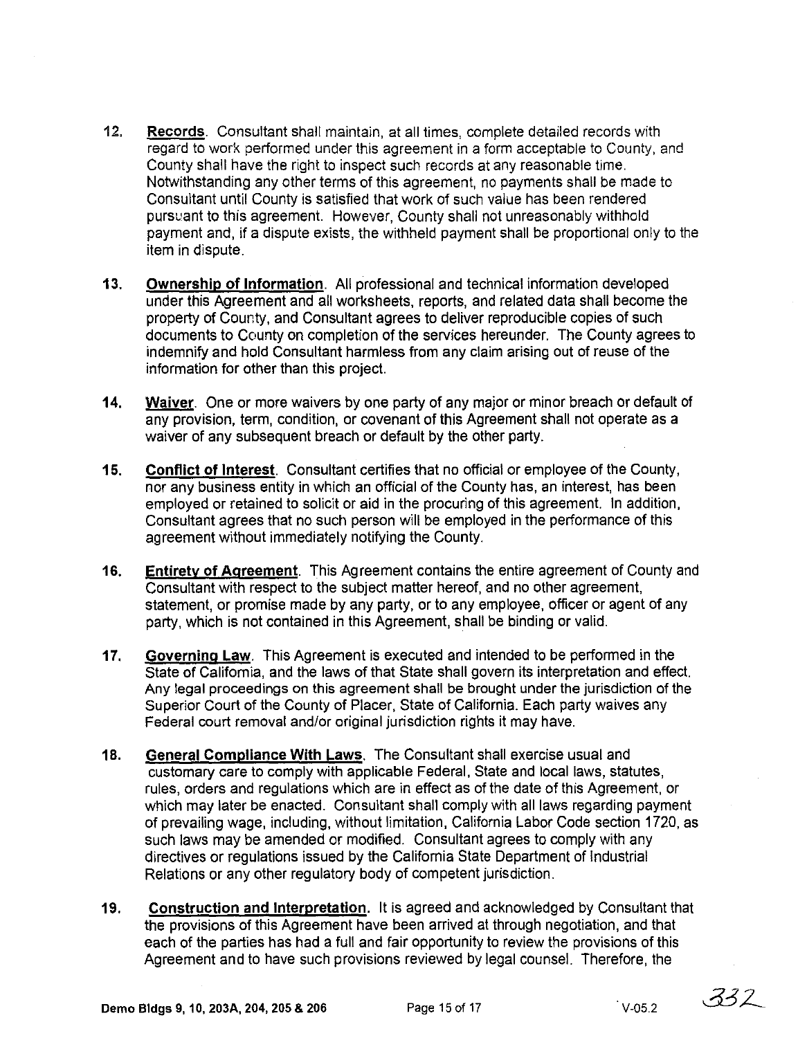12. **Records**. Consultant shall maintain, at all times, complete detailed records with regard to work performed under this agreement in a form acceptable to County, and County shall have the right to inspect such records at any reasonable time. Notwithstanding any other terms of this agreement, no payments shall be made to Consultant until County is satisfied that work of such value has been rendered pursuant to this agreement. However, County shall not unreasonably withhold payment and, if a dispute exists, the withheld payment shall be proportional only to the item in dispute.

13. **Ownership of Information**. All professional and technical information developed under this Agreement and all worksheets, reports, and related data shall become the property of County, and Consultant agrees to deliver reproducible copies of such documents to County on completion of the services hereunder. The County agrees to indemnify and hold Consultant harmless from any claim arising out of reuse of the information for other than this project.

14. **Waiver**. One or more waivers by one party of any major or minor breach or default of any provision, term, condition, or covenant of this Agreement shall not operate as a waiver of any subsequent breach or default by the other party.

15. **Conflict of Interest**. Consultant certifies that no official or employee of the County, nor any business entity in which an official of the County has, an interest, has been employed or retained to solicit or aid in the procuring of this agreement. In addition, Consultant agrees that no such person will be employed in the performance of this agreement without immediately notifying the County.

16. **Entirety of Agreement**. This Agreement contains the entire agreement of County and Consultant with respect to the subject matter hereof, and no other agreement, statement, or promise made by any party, or to any employee, officer or agent of any party, which is not contained in this Agreement, shall be binding or valid.

17. **Governing Law**. This Agreement is executed and intended to be performed in the State of California, and the laws of that State shall govern its interpretation and effect. Any legal proceedings on this agreement shall be brought under the jurisdiction of the Superior Court of the County of Placer, State of California. Each party waives any Federal court removal and/or original jurisdiction rights it may have.

18. **General Compliance With Laws**. The Consultant shall exercise usual and customary care to comply with applicable Federal, State and local laws, statutes, rules, orders and regulations which are in effect as of the date of this Agreement, or which may later be enacted. Consultant shall comply with all laws regarding payment of prevailing wage, including, without limitation, California Labor Code section 1720, as such laws may be amended or modified. Consultant agrees to comply with any directives or regulations issued by the California State Department of Industrial Relations or any other regulatory body of competent jurisdiction.

19. **Construction and Interpretation**. It is agreed and acknowledged by Consultant that the provisions of this Agreement have been arrived at through negotiation, and that each of the parties has had a full and fair opportunity to review the provisions of this Agreement and to have such provisions reviewed by legal counsel. Therefore, the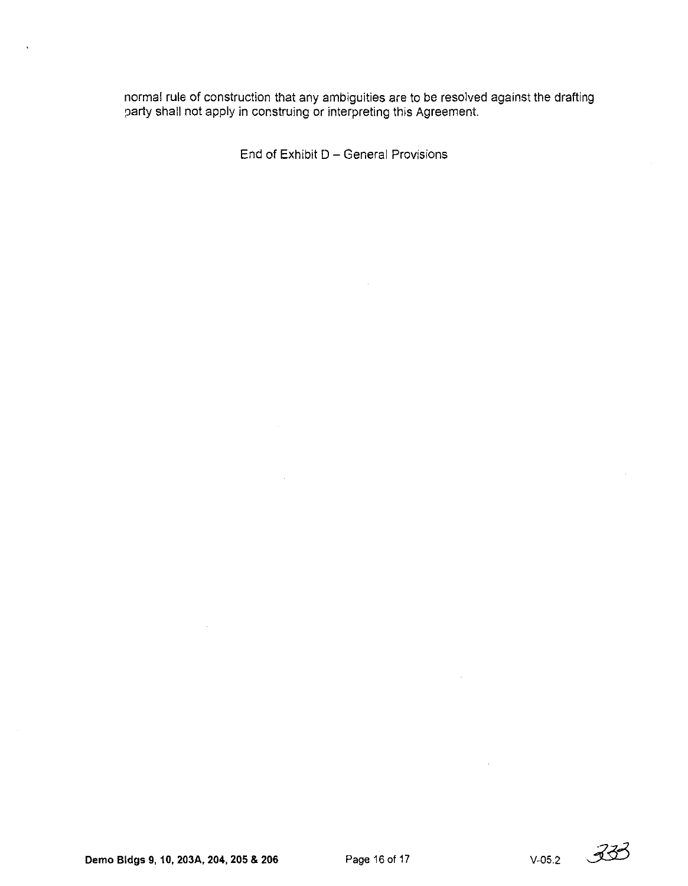normal rule of construction that any ambiguities are to be resolved against the drafting party shall not apply in construing or interpreting this Agreement.

End of Exhibit D – General Provisions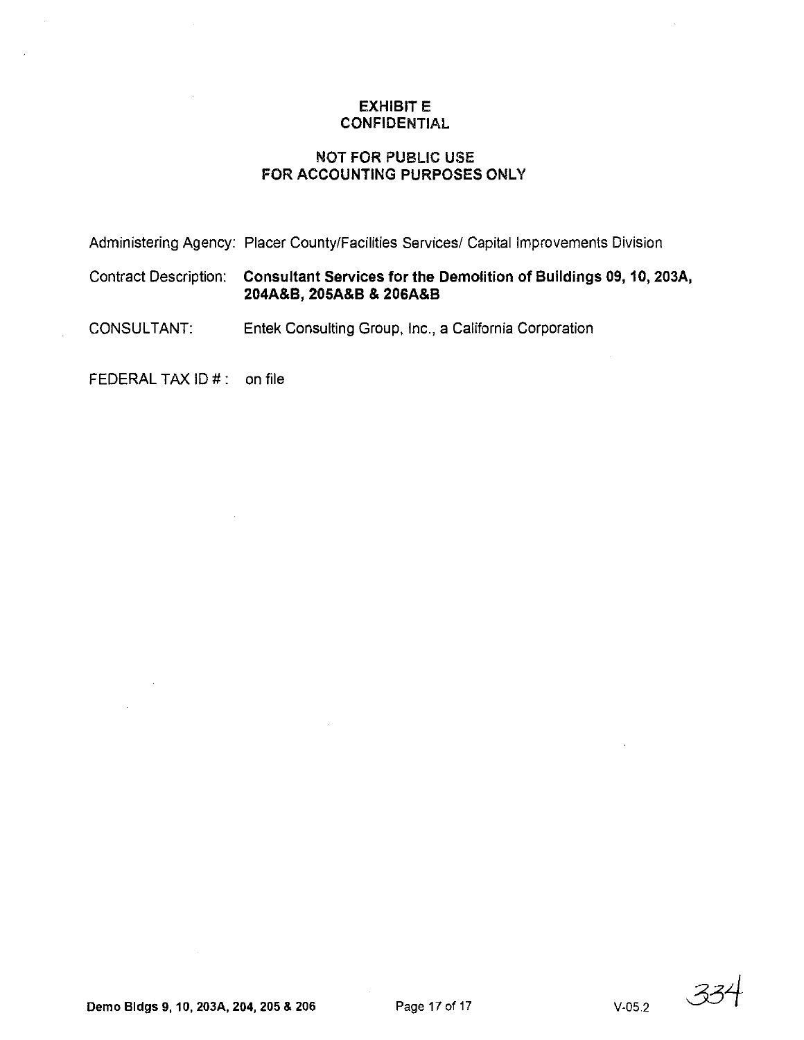**EXHIBIT E**
**CONFIDENTIAL**

**NOT FOR PUBLIC USE**
**FOR ACCOUNTING PURPOSES ONLY**

Administering Agency: Placer County/Facilities Services/ Capital Improvements Division

Contract Description: **Consultant Services for the Demolition of Buildings 09, 10, 203A, 204A&B, 205A&B & 206A&B**

CONSULTANT: Entek Consulting Group, Inc., a California Corporation

FEDERAL TAX ID # : on file